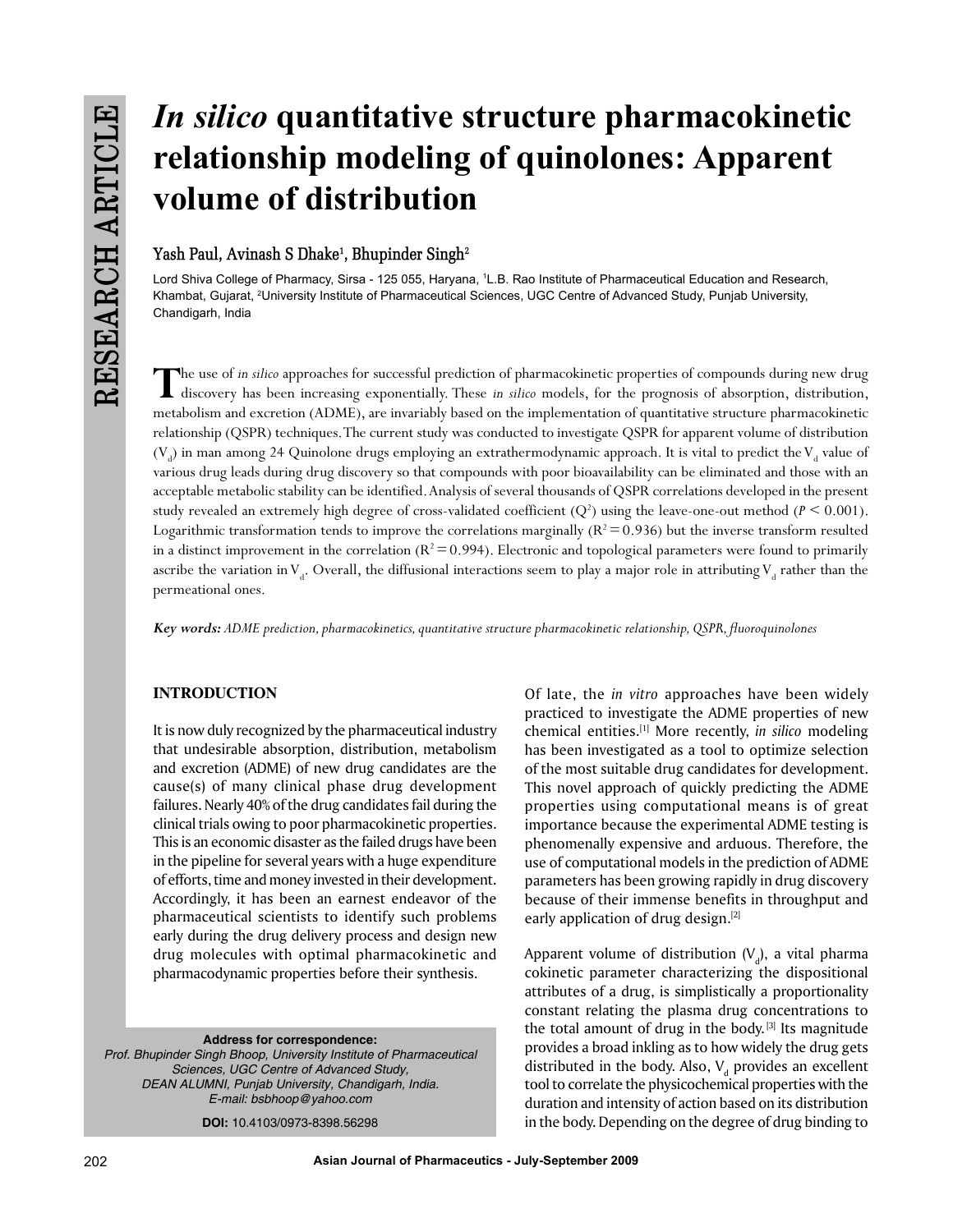# *In silico* quantitative structure pharmacokinetic relationship modeling of quinolones: Apparent volume of distribution

**Yash Paul, Avinash S Dhake[1], Bhupinder Singh[2]**

Lord Shiva College of Pharmacy, Sirsa - 125 055, Haryana, [1]L.B. Rao Institute of Pharmaceutical Education and Research, Khambat, Gujarat, [2]University Institute of Pharmaceutical Sciences, UGC Centre of Advanced Study, Punjab University, Chandigarh, India

The use of *in silico* approaches for successful prediction of pharmacokinetic properties of compounds during new drug discovery has been increasing exponentially. These *in silico* models, for the prognosis of absorption, distribution, metabolism and excretion (ADME), are invariably based on the implementation of quantitative structure pharmacokinetic relationship (QSPR) techniques. The current study was conducted to investigate QSPR for apparent volume of distribution ($V_d$) in man among 24 Quinolone drugs employing an extrathermodynamic approach. It is vital to predict the $V_d$ value of various drug leads during drug discovery so that compounds with poor bioavailability can be eliminated and those with an acceptable metabolic stability can be identified. Analysis of several thousands of QSPR correlations developed in the present study revealed an extremely high degree of cross-validated coefficient ($Q^2$) using the leave-one-out method ($P < 0.001$). Logarithmic transformation tends to improve the correlations marginally ($R^2 = 0.936$) but the inverse transform resulted in a distinct improvement in the correlation ($R^2 = 0.994$). Electronic and topological parameters were found to primarily ascribe the variation in $V_d$. Overall, the diffusional interactions seem to play a major role in attributing $V_d$ rather than the permeational ones.

***Key words:*** *ADME prediction, pharmacokinetics, quantitative structure pharmacokinetic relationship, QSPR, fluoroquinolones*

## INTRODUCTION

It is now duly recognized by the pharmaceutical industry that undesirable absorption, distribution, metabolism and excretion (ADME) of new drug candidates are the cause(s) of many clinical phase drug development failures. Nearly 40% of the drug candidates fail during the clinical trials owing to poor pharmacokinetic properties. This is an economic disaster as the failed drugs have been in the pipeline for several years with a huge expenditure of efforts, time and money invested in their development. Accordingly, it has been an earnest endeavor of the pharmaceutical scientists to identify such problems early during the drug delivery process and design new drug molecules with optimal pharmacokinetic and pharmacodynamic properties before their synthesis.

Of late, the *in vitro* approaches have been widely practiced to investigate the ADME properties of new chemical entities.[1] More recently, *in silico* modeling has been investigated as a tool to optimize selection of the most suitable drug candidates for development. This novel approach of quickly predicting the ADME properties using computational means is of great importance because the experimental ADME testing is phenomenally expensive and arduous. Therefore, the use of computational models in the prediction of ADME parameters has been growing rapidly in drug discovery because of their immense benefits in throughput and early application of drug design.[2]

Apparent volume of distribution ($V_d$), a vital pharma cokinetic parameter characterizing the dispositional attributes of a drug, is simplistically a proportionality constant relating the plasma drug concentrations to the total amount of drug in the body.[3] Its magnitude provides a broad inkling as to how widely the drug gets distributed in the body. Also, $V_d$ provides an excellent tool to correlate the physicochemical properties with the duration and intensity of action based on its distribution in the body. Depending on the degree of drug binding to

**Address for correspondence:**
*Prof. Bhupinder Singh Bhoop, University Institute of Pharmaceutical Sciences, UGC Centre of Advanced Study, DEAN ALUMNI, Punjab University, Chandigarh, India. E-mail: bsbhoop@yahoo.com*

**DOI:** 10.4103/0973-8398.56298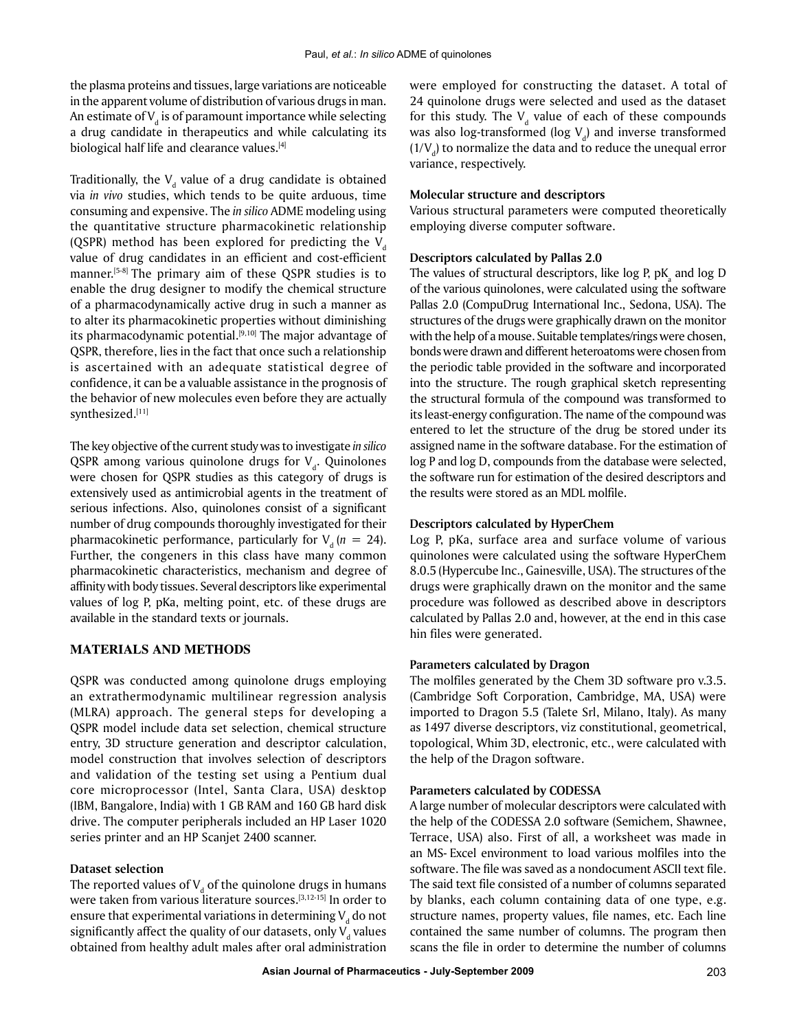the plasma proteins and tissues, large variations are noticeable in the apparent volume of distribution of various drugs in man. An estimate of $V_d$ is of paramount importance while selecting a drug candidate in therapeutics and while calculating its biological half life and clearance values.[4]

Traditionally, the $V_d$ value of a drug candidate is obtained via *in vivo* studies, which tends to be quite arduous, time consuming and expensive. The *in silico* ADME modeling using the quantitative structure pharmacokinetic relationship (QSPR) method has been explored for predicting the $V_d$ value of drug candidates in an efficient and cost-efficient manner.[5-8] The primary aim of these QSPR studies is to enable the drug designer to modify the chemical structure of a pharmacodynamically active drug in such a manner as to alter its pharmacokinetic properties without diminishing its pharmacodynamic potential.[9,10] The major advantage of QSPR, therefore, lies in the fact that once such a relationship is ascertained with an adequate statistical degree of confidence, it can be a valuable assistance in the prognosis of the behavior of new molecules even before they are actually synthesized.[11]

The key objective of the current study was to investigate *in silico* QSPR among various quinolone drugs for $V_d$. Quinolones were chosen for QSPR studies as this category of drugs is extensively used as antimicrobial agents in the treatment of serious infections. Also, quinolones consist of a significant number of drug compounds thoroughly investigated for their pharmacokinetic performance, particularly for $V_d$ ($n = 24$). Further, the congeners in this class have many common pharmacokinetic characteristics, mechanism and degree of affinity with body tissues. Several descriptors like experimental values of log P, pKa, melting point, etc. of these drugs are available in the standard texts or journals.

## MATERIALS AND METHODS

QSPR was conducted among quinolone drugs employing an extrathermodynamic multilinear regression analysis (MLRA) approach. The general steps for developing a QSPR model include data set selection, chemical structure entry, 3D structure generation and descriptor calculation, model construction that involves selection of descriptors and validation of the testing set using a Pentium dual core microprocessor (Intel, Santa Clara, USA) desktop (IBM, Bangalore, India) with 1 GB RAM and 160 GB hard disk drive. The computer peripherals included an HP Laser 1020 series printer and an HP Scanjet 2400 scanner.

### Dataset selection

The reported values of $V_d$ of the quinolone drugs in humans were taken from various literature sources.[3,12-15] In order to ensure that experimental variations in determining $V_d$ do not significantly affect the quality of our datasets, only $V_d$ values obtained from healthy adult males after oral administration were employed for constructing the dataset. A total of 24 quinolone drugs were selected and used as the dataset for this study. The $V_d$ value of each of these compounds was also log-transformed (log $V_d$) and inverse transformed ($1/V_d$) to normalize the data and to reduce the unequal error variance, respectively.

### Molecular structure and descriptors

Various structural parameters were computed theoretically employing diverse computer software.

### Descriptors calculated by Pallas 2.0

The values of structural descriptors, like log P, $pK_a$ and log D of the various quinolones, were calculated using the software Pallas 2.0 (CompuDrug International Inc., Sedona, USA). The structures of the drugs were graphically drawn on the monitor with the help of a mouse. Suitable templates/rings were chosen, bonds were drawn and different heteroatoms were chosen from the periodic table provided in the software and incorporated into the structure. The rough graphical sketch representing the structural formula of the compound was transformed to its least-energy configuration. The name of the compound was entered to let the structure of the drug be stored under its assigned name in the software database. For the estimation of log P and log D, compounds from the database were selected, the software run for estimation of the desired descriptors and the results were stored as an MDL molfile.

### Descriptors calculated by HyperChem

Log P, pKa, surface area and surface volume of various quinolones were calculated using the software HyperChem 8.0.5 (Hypercube Inc., Gainesville, USA). The structures of the drugs were graphically drawn on the monitor and the same procedure was followed as described above in descriptors calculated by Pallas 2.0 and, however, at the end in this case hin files were generated.

### Parameters calculated by Dragon

The molfiles generated by the Chem 3D software pro v.3.5. (Cambridge Soft Corporation, Cambridge, MA, USA) were imported to Dragon 5.5 (Talete Srl, Milano, Italy). As many as 1497 diverse descriptors, viz constitutional, geometrical, topological, Whim 3D, electronic, etc., were calculated with the help of the Dragon software.

### Parameters calculated by CODESSA

A large number of molecular descriptors were calculated with the help of the CODESSA 2.0 software (Semichem, Shawnee, Terrace, USA) also. First of all, a worksheet was made in an MS- Excel environment to load various molfiles into the software. The file was saved as a nondocument ASCII text file. The said text file consisted of a number of columns separated by blanks, each column containing data of one type, e.g. structure names, property values, file names, etc. Each line contained the same number of columns. The program then scans the file in order to determine the number of columns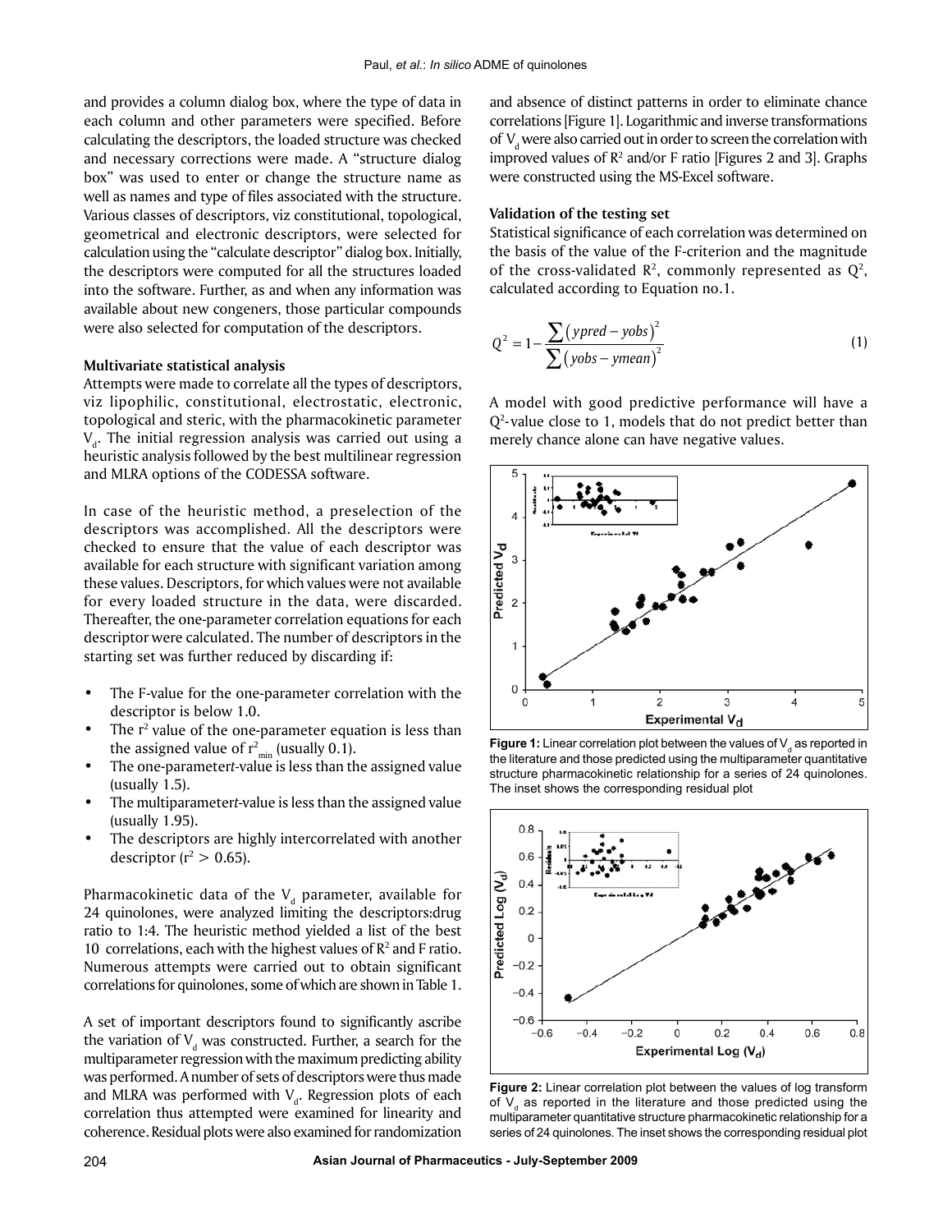and provides a column dialog box, where the type of data in each column and other parameters were specified. Before calculating the descriptors, the loaded structure was checked and necessary corrections were made. A "structure dialog box" was used to enter or change the structure name as well as names and type of files associated with the structure. Various classes of descriptors, viz constitutional, topological, geometrical and electronic descriptors, were selected for calculation using the "calculate descriptor" dialog box. Initially, the descriptors were computed for all the structures loaded into the software. Further, as and when any information was available about new congeners, those particular compounds were also selected for computation of the descriptors.

### Multivariate statistical analysis

Attempts were made to correlate all the types of descriptors, viz lipophilic, constitutional, electrostatic, electronic, topological and steric, with the pharmacokinetic parameter $V_d$. The initial regression analysis was carried out using a heuristic analysis followed by the best multilinear regression and MLRA options of the CODESSA software.

In case of the heuristic method, a preselection of the descriptors was accomplished. All the descriptors were checked to ensure that the value of each descriptor was available for each structure with significant variation among these values. Descriptors, for which values were not available for every loaded structure in the data, were discarded. Thereafter, the one-parameter correlation equations for each descriptor were calculated. The number of descriptors in the starting set was further reduced by discarding if:

- The F-value for the one-parameter correlation with the descriptor is below 1.0.
- The $r^2$ value of the one-parameter equation is less than the assigned value of $r^2_{min}$ (usually 0.1).
- The one-parameter *t*-value is less than the assigned value (usually 1.5).
- The multiparameter *t*-value is less than the assigned value (usually 1.95).
- The descriptors are highly intercorrelated with another descriptor ($r^2 > 0.65$).

Pharmacokinetic data of the $V_d$ parameter, available for 24 quinolones, were analyzed limiting the descriptors:drug ratio to 1:4. The heuristic method yielded a list of the best 10 correlations, each with the highest values of $R^2$ and F ratio. Numerous attempts were carried out to obtain significant correlations for quinolones, some of which are shown in Table 1.

A set of important descriptors found to significantly ascribe the variation of $V_d$ was constructed. Further, a search for the multiparameter regression with the maximum predicting ability was performed. A number of sets of descriptors were thus made and MLRA was performed with $V_d$. Regression plots of each correlation thus attempted were examined for linearity and coherence. Residual plots were also examined for randomization and absence of distinct patterns in order to eliminate chance correlations [Figure 1]. Logarithmic and inverse transformations of $V_d$ were also carried out in order to screen the correlation with improved values of $R^2$ and/or F ratio [Figures 2 and 3]. Graphs were constructed using the MS-Excel software.

### Validation of the testing set

Statistical significance of each correlation was determined on the basis of the value of the F-criterion and the magnitude of the cross-validated $R^2$, commonly represented as $Q^2$, calculated according to Equation no.1.

$$Q^2 = 1 - \frac{\sum (ypred - yobs)^2}{\sum (yobs - ymean)^2} \tag{1}$$

A model with good predictive performance will have a $Q^2$-value close to 1, models that do not predict better than merely chance alone can have negative values.

**Figure 1:** Linear correlation plot between the values of $V_d$ as reported in the literature and those predicted using the multiparameter quantitative structure pharmacokinetic relationship for a series of 24 quinolones. The inset shows the corresponding residual plot

**Figure 2:** Linear correlation plot between the values of log transform of $V_d$ as reported in the literature and those predicted using the multiparameter quantitative structure pharmacokinetic relationship for a series of 24 quinolones. The inset shows the corresponding residual plot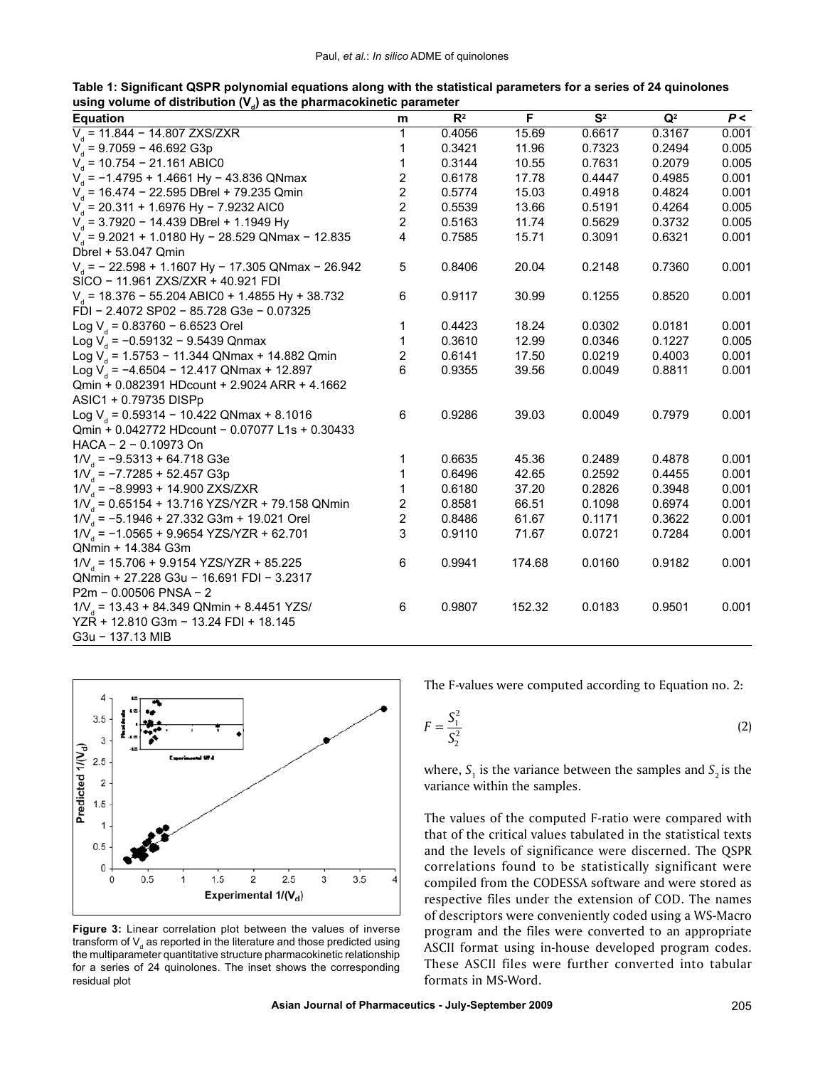**Table 1: Significant QSPR polynomial equations along with the statistical parameters for a series of 24 quinolones using volume of distribution ($V_d$) as the pharmacokinetic parameter**

| Equation | m | $R^2$ | F | $S^2$ | $Q^2$ | P < |
|---|---|---|---|---|---|---|
| $V_d$ = 11.844 − 14.807 ZXS/ZXR | 1 | 0.4056 | 15.69 | 0.6617 | 0.3167 | 0.001 |
| $V_d$ = 9.7059 − 46.692 G3p | 1 | 0.3421 | 11.96 | 0.7323 | 0.2494 | 0.005 |
| $V_d$ = 10.754 − 21.161 ABIC0 | 1 | 0.3144 | 10.55 | 0.7631 | 0.2079 | 0.005 |
| $V_d$ = −1.4795 + 1.4661 Hy − 43.836 QNmax | 2 | 0.6178 | 17.78 | 0.4447 | 0.4985 | 0.001 |
| $V_d$ = 16.474 − 22.595 DBrel + 79.235 Qmin | 2 | 0.5774 | 15.03 | 0.4918 | 0.4824 | 0.001 |
| $V_d$ = 20.311 + 1.6976 Hy − 7.9232 AIC0 | 2 | 0.5539 | 13.66 | 0.5191 | 0.4264 | 0.005 |
| $V_d$ = 3.7920 − 14.439 DBrel + 1.1949 Hy | 2 | 0.5163 | 11.74 | 0.5629 | 0.3732 | 0.005 |
| $V_d$ = 9.2021 + 1.0180 Hy − 28.529 QNmax − 12.835 Dbrel + 53.047 Qmin | 4 | 0.7585 | 15.71 | 0.3091 | 0.6321 | 0.001 |
| $V_d$ = − 22.598 + 1.1607 Hy − 17.305 QNmax − 26.942 SICO − 11.961 ZXS/ZXR + 40.921 FDI | 5 | 0.8406 | 20.04 | 0.2148 | 0.7360 | 0.001 |
| $V_d$ = 18.376 − 55.204 ABIC0 + 1.4855 Hy + 38.732 FDI − 2.4072 SP02 − 85.728 G3e − 0.07325 | 6 | 0.9117 | 30.99 | 0.1255 | 0.8520 | 0.001 |
| Log $V_d$ = 0.83760 − 6.6523 Orel | 1 | 0.4423 | 18.24 | 0.0302 | 0.0181 | 0.001 |
| Log $V_d$ = −0.59132 − 9.5439 Qnmax | 1 | 0.3610 | 12.99 | 0.0346 | 0.1227 | 0.005 |
| Log $V_d$ = 1.5753 − 11.344 QNmax + 14.882 Qmin | 2 | 0.6141 | 17.50 | 0.0219 | 0.4003 | 0.001 |
| Log $V_d$ = −4.6504 − 12.417 QNmax + 12.897 Qmin + 0.082391 HDcount + 2.9024 ARR + 4.1662 ASIC1 + 0.79735 DISPp | 6 | 0.9355 | 39.56 | 0.0049 | 0.8811 | 0.001 |
| Log $V_d$ = 0.59314 − 10.422 QNmax + 8.1016 Qmin + 0.042772 HDcount − 0.07077 L1s + 0.30433 HACA − 2 − 0.10973 On | 6 | 0.9286 | 39.03 | 0.0049 | 0.7979 | 0.001 |
| $1/V_d$ = −9.5313 + 64.718 G3e | 1 | 0.6635 | 45.36 | 0.2489 | 0.4878 | 0.001 |
| $1/V_d$ = −7.7285 + 52.457 G3p | 1 | 0.6496 | 42.65 | 0.2592 | 0.4455 | 0.001 |
| $1/V_d$ = −8.9993 + 14.900 ZXS/ZXR | 1 | 0.6180 | 37.20 | 0.2826 | 0.3948 | 0.001 |
| $1/V_d$ = 0.65154 + 13.716 YZS/YZR + 79.158 QNmin | 2 | 0.8581 | 66.51 | 0.1098 | 0.6974 | 0.001 |
| $1/V_d$ = −5.1946 + 27.332 G3m + 19.021 Orel | 2 | 0.8486 | 61.67 | 0.1171 | 0.3622 | 0.001 |
| $1/V_d$ = −1.0565 + 9.9654 YZS/YZR + 62.701 QNmin + 14.384 G3m | 3 | 0.9110 | 71.67 | 0.0721 | 0.7284 | 0.001 |
| $1/V_d$ = 15.706 + 9.9154 YZS/YZR + 85.225 QNmin + 27.228 G3u − 16.691 FDI − 3.2317 P2m − 0.00506 PNSA − 2 | 6 | 0.9941 | 174.68 | 0.0160 | 0.9182 | 0.001 |
| $1/V_d$ = 13.43 + 84.349 QNmin + 8.4451 YZS/YZR + 12.810 G3m − 13.24 FDI + 18.145 G3u − 137.13 MIB | 6 | 0.9807 | 152.32 | 0.0183 | 0.9501 | 0.001 |

**Figure 3:** Linear correlation plot between the values of inverse transform of $V_d$ as reported in the literature and those predicted using the multiparameter quantitative structure pharmacokinetic relationship for a series of 24 quinolones. The inset shows the corresponding residual plot

The F-values were computed according to Equation no. 2:

$$F = \frac{S_1^2}{S_2^2} \tag{2}$$

where, $S_1$ is the variance between the samples and $S_2$ is the variance within the samples.

The values of the computed F-ratio were compared with that of the critical values tabulated in the statistical texts and the levels of significance were discerned. The QSPR correlations found to be statistically significant were compiled from the CODESSA software and were stored as respective files under the extension of COD. The names of descriptors were conveniently coded using a WS-Macro program and the files were converted to an appropriate ASCII format using in-house developed program codes. These ASCII files were further converted into tabular formats in MS-Word.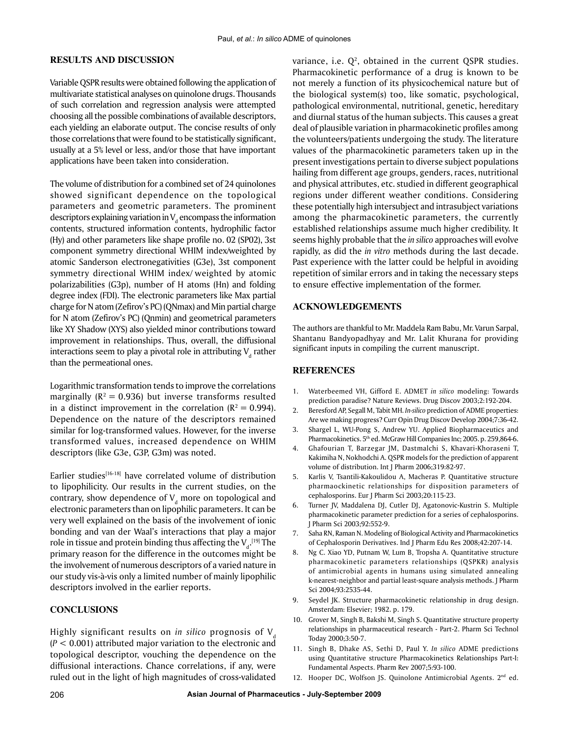## RESULTS AND DISCUSSION

Variable QSPR results were obtained following the application of multivariate statistical analyses on quinolone drugs. Thousands of such correlation and regression analysis were attempted choosing all the possible combinations of available descriptors, each yielding an elaborate output. The concise results of only those correlations that were found to be statistically significant, usually at a 5% level or less, and/or those that have important applications have been taken into consideration.

The volume of distribution for a combined set of 24 quinolones showed significant dependence on the topological parameters and geometric parameters. The prominent descriptors explaining variation in $V_d$ encompass the information contents, structured information contents, hydrophilic factor (Hy) and other parameters like shape profile no. 02 (SP02), 3st component symmetry directional WHIM index/weighted by atomic Sanderson electronegativities (G3e), 3st component symmetry directional WHIM index/ weighted by atomic polarizabilities (G3p), number of H atoms (Hn) and folding degree index (FDI). The electronic parameters like Max partial charge for N atom (Zefirov's PC) (QNmax) and Min partial charge for N atom (Zefirov's PC) (Qnmin) and geometrical parameters like XY Shadow (XYS) also yielded minor contributions toward improvement in relationships. Thus, overall, the diffusional interactions seem to play a pivotal role in attributing $V_d$ rather than the permeational ones.

Logarithmic transformation tends to improve the correlations marginally ($R^2 = 0.936$) but inverse transforms resulted in a distinct improvement in the correlation ($R^2 = 0.994$). Dependence on the nature of the descriptors remained similar for log-transformed values. However, for the inverse transformed values, increased dependence on WHIM descriptors (like G3e, G3P, G3m) was noted.

Earlier studies[16-18] have correlated volume of distribution to lipophilicity. Our results in the current studies, on the contrary, show dependence of $V_d$ more on topological and electronic parameters than on lipophilic parameters. It can be very well explained on the basis of the involvement of ionic bonding and van der Waal's interactions that play a major role in tissue and protein binding thus affecting the $V_d$.[19] The primary reason for the difference in the outcomes might be the involvement of numerous descriptors of a varied nature in our study vis-à-vis only a limited number of mainly lipophilic descriptors involved in the earlier reports.

## CONCLUSIONS

Highly significant results on *in silico* prognosis of $V_d$ ($P < 0.001$) attributed major variation to the electronic and topological descriptor, vouching the dependence on the diffusional interactions. Chance correlations, if any, were ruled out in the light of high magnitudes of cross-validated variance, i.e. $Q^2$, obtained in the current QSPR studies. Pharmacokinetic performance of a drug is known to be not merely a function of its physicochemical nature but of the biological system(s) too, like somatic, psychological, pathological environmental, nutritional, genetic, hereditary and diurnal status of the human subjects. This causes a great deal of plausible variation in pharmacokinetic profiles among the volunteers/patients undergoing the study. The literature values of the pharmacokinetic parameters taken up in the present investigations pertain to diverse subject populations hailing from different age groups, genders, races, nutritional and physical attributes, etc. studied in different geographical regions under different weather conditions. Considering these potentially high intersubject and intrasubject variations among the pharmacokinetic parameters, the currently established relationships assume much higher credibility. It seems highly probable that the *in silico* approaches will evolve rapidly, as did the *in vitro* methods during the last decade. Past experience with the latter could be helpful in avoiding repetition of similar errors and in taking the necessary steps to ensure effective implementation of the former.

## ACKNOWLEDGEMENTS

The authors are thankful to Mr. Maddela Ram Babu, Mr. Varun Sarpal, Shantanu Bandyopadhyay and Mr. Lalit Khurana for providing significant inputs in compiling the current manuscript.

## REFERENCES

1. Waterbeemed VH, Gifford E. ADMET *in silico* modeling: Towards prediction paradise? Nature Reviews. Drug Discov 2003;2:192-204.
2. Beresford AP, Segall M, Tabit MH. *In-silico* prediction of ADME properties: Are we making progress? Curr Opin Drug Discov Develop 2004;7:36-42.
3. Shargel L, WU-Pong S, Andrew YU. Applied Biopharmaceutics and Pharmacokinetics. 5th ed. McGraw Hill Companies Inc; 2005. p. 259,864-6.
4. Ghafourian T, Barzegar JM, Dastmalchi S, Khavari-Khoraseni T, Kakimiha N, Nokhodchi A. QSPR models for the prediction of apparent volume of distribution. Int J Pharm 2006;319:82-97.
5. Karlis V, Tsantili-Kakoulidou A, Macheras P. Quantitative structure pharmaockinetic relationships for disposition parameters of cephalosporins. Eur J Pharm Sci 2003;20:115-23.
6. Turner JV, Maddalena DJ, Cutler DJ, Agatonovic-Kustrin S. Multiple pharmacokinetic parameter prediction for a series of cephalosporins. J Pharm Sci 2003;92:552-9.
7. Saha RN, Raman N. Modeling of Biological Activity and Pharmacokinetics of Cephalosporin Derivatives. Ind J Pharm Edu Res 2008;42:207-14.
8. Ng C. Xiao YD, Putnam W, Lum B, Tropsha A. Quantitative structure pharmacokinetic parameters relationships (QSPKR) analysis of antimicrobial agents in humans using simulated annealing k-nearest-neighbor and partial least-square analysis methods. J Pharm Sci 2004;93:2535-44.
9. Seydel JK. Structure pharmacokinetic relationship in drug design. Amsterdam: Elsevier; 1982. p. 179.
10. Grover M, Singh B, Bakshi M, Singh S. Quantitative structure property relationships in pharmaceutical research - Part-2. Pharm Sci Technol Today 2000;3:50-7.
11. Singh B, Dhake AS, Sethi D, Paul Y. *In silico* ADME predictions using Quantitative structure Pharmacokinetics Relationships Part-I: Fundamental Aspects. Pharm Rev 2007;5:93-100.
12. Hooper DC, Wolfson JS. Quinolone Antimicrobial Agents. 2nd ed.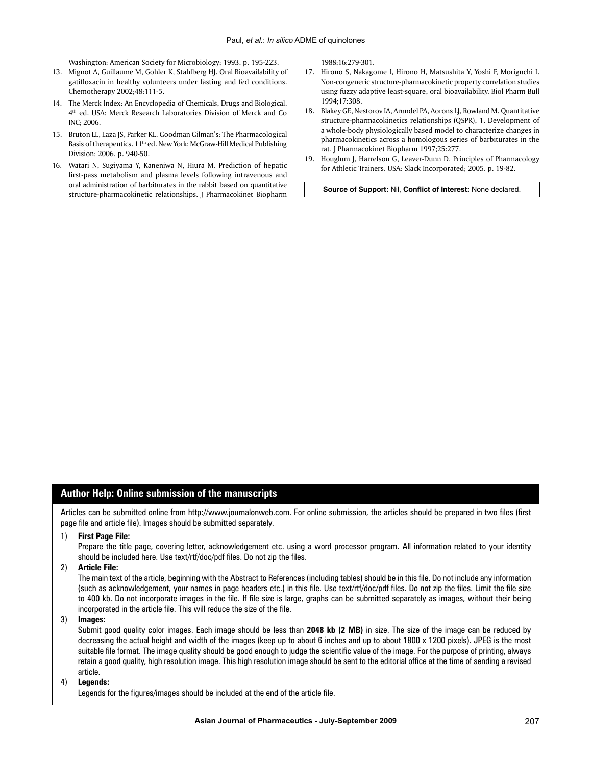Washington: American Society for Microbiology; 1993. p. 195-223.

13. Mignot A, Guillaume M, Gohler K, Stahlberg HJ. Oral Bioavailability of gatifloxacin in healthy volunteers under fasting and fed conditions. Chemotherapy 2002;48:111-5.
14. The Merck Index: An Encyclopedia of Chemicals, Drugs and Biological. 4th ed. USA: Merck Research Laboratories Division of Merck and Co INC; 2006.
15. Bruton LL, Laza JS, Parker KL. Goodman Gilman's: The Pharmacological Basis of therapeutics. 11th ed. New York: McGraw-Hill Medical Publishing Division; 2006. p. 940-50.
16. Watari N, Sugiyama Y, Kaneniwa N, Hiura M. Prediction of hepatic first-pass metabolism and plasma levels following intravenous and oral administration of barbiturates in the rabbit based on quantitative structure-pharmacokinetic relationships. J Pharmacokinet Biopharm 1988;16:279-301.
17. Hirono S, Nakagome I, Hirono H, Matsushita Y, Yoshi F, Moriguchi I. Non-congeneric structure-pharmacokinetic property correlation studies using fuzzy adaptive least-square, oral bioavailability. Biol Pharm Bull 1994;17:308.
18. Blakey GE, Nestorov IA, Arundel PA, Aorons LJ, Rowland M. Quantitative structure-pharmacokinetics relationships (QSPR), 1. Development of a whole-body physiologically based model to characterize changes in pharmacokinetics across a homologous series of barbiturates in the rat. J Pharmacokinet Biopharm 1997;25:277.
19. Houglum J, Harrelson G, Leaver-Dunn D. Principles of Pharmacology for Athletic Trainers. USA: Slack Incorporated; 2005. p. 19-82.

**Source of Support:** Nil, **Conflict of Interest:** None declared.

## Author Help: Online submission of the manuscripts

Articles can be submitted online from http://www.journalonweb.com. For online submission, the articles should be prepared in two files (first page file and article file). Images should be submitted separately.

1) **First Page File:**
   Prepare the title page, covering letter, acknowledgement etc. using a word processor program. All information related to your identity should be included here. Use text/rtf/doc/pdf files. Do not zip the files.
2) **Article File:**
   The main text of the article, beginning with the Abstract to References (including tables) should be in this file. Do not include any information (such as acknowledgement, your names in page headers etc.) in this file. Use text/rtf/doc/pdf files. Do not zip the files. Limit the file size to 400 kb. Do not incorporate images in the file. If file size is large, graphs can be submitted separately as images, without their being incorporated in the article file. This will reduce the size of the file.
3) **Images:**
   Submit good quality color images. Each image should be less than **2048 kb (2 MB)** in size. The size of the image can be reduced by decreasing the actual height and width of the images (keep up to about 6 inches and up to about 1800 x 1200 pixels). JPEG is the most suitable file format. The image quality should be good enough to judge the scientific value of the image. For the purpose of printing, always retain a good quality, high resolution image. This high resolution image should be sent to the editorial office at the time of sending a revised article.
4) **Legends:**
   Legends for the figures/images should be included at the end of the article file.